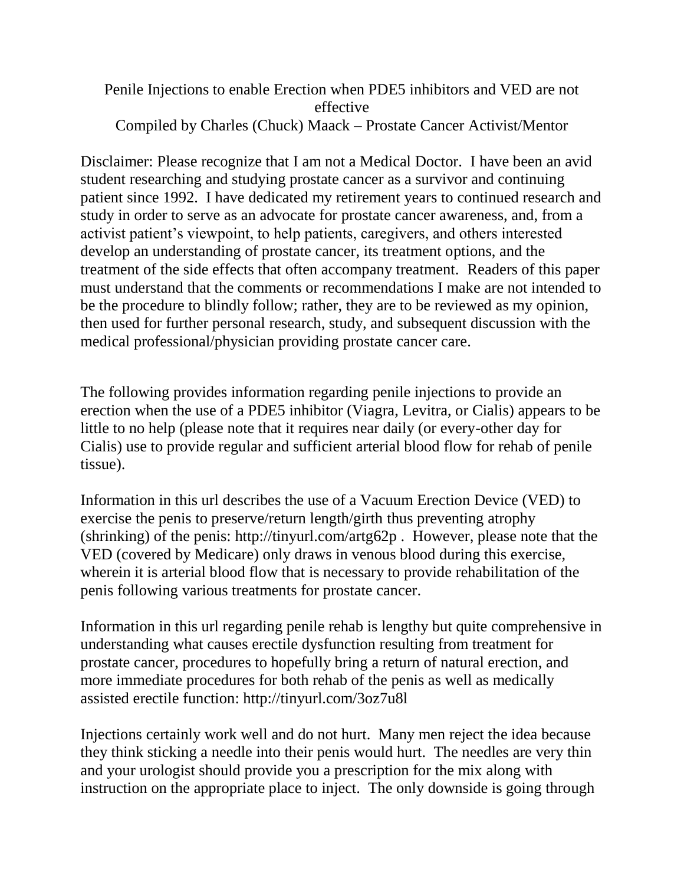# Penile Injections to enable Erection when PDE5 inhibitors and VED are not effective

Compiled by Charles (Chuck) Maack – Prostate Cancer Activist/Mentor

Disclaimer: Please recognize that I am not a Medical Doctor. I have been an avid student researching and studying prostate cancer as a survivor and continuing patient since 1992. I have dedicated my retirement years to continued research and study in order to serve as an advocate for prostate cancer awareness, and, from a activist patient's viewpoint, to help patients, caregivers, and others interested develop an understanding of prostate cancer, its treatment options, and the treatment of the side effects that often accompany treatment. Readers of this paper must understand that the comments or recommendations I make are not intended to be the procedure to blindly follow; rather, they are to be reviewed as my opinion, then used for further personal research, study, and subsequent discussion with the medical professional/physician providing prostate cancer care.

The following provides information regarding penile injections to provide an erection when the use of a PDE5 inhibitor (Viagra, Levitra, or Cialis) appears to be little to no help (please note that it requires near daily (or every-other day for Cialis) use to provide regular and sufficient arterial blood flow for rehab of penile tissue).

Information in this url describes the use of a Vacuum Erection Device (VED) to exercise the penis to preserve/return length/girth thus preventing atrophy (shrinking) of the penis: http://tinyurl.com/artg62p . However, please note that the VED (covered by Medicare) only draws in venous blood during this exercise, wherein it is arterial blood flow that is necessary to provide rehabilitation of the penis following various treatments for prostate cancer.

Information in this url regarding penile rehab is lengthy but quite comprehensive in understanding what causes erectile dysfunction resulting from treatment for prostate cancer, procedures to hopefully bring a return of natural erection, and more immediate procedures for both rehab of the penis as well as medically assisted erectile function: http://tinyurl.com/3oz7u8l

Injections certainly work well and do not hurt. Many men reject the idea because they think sticking a needle into their penis would hurt. The needles are very thin and your urologist should provide you a prescription for the mix along with instruction on the appropriate place to inject. The only downside is going through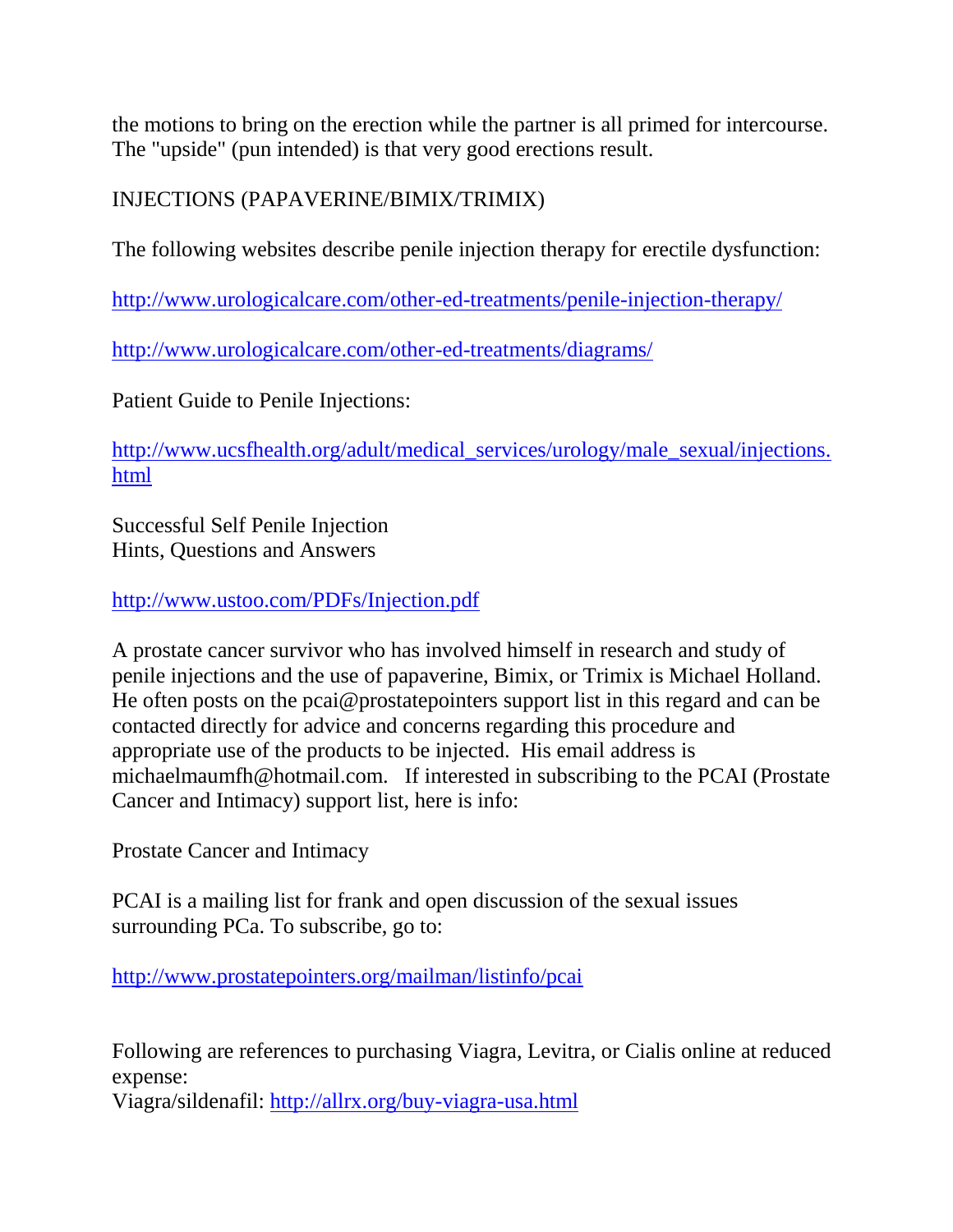the motions to bring on the erection while the partner is all primed for intercourse. The "upside" (pun intended) is that very good erections result.

INJECTIONS (PAPAVERINE/BIMIX/TRIMIX)

The following websites describe penile injection therapy for erectile dysfunction:

http://www.urologicalcare.com/other-ed-treatments/penile-injection-therapy/

http://www.urologicalcare.com/other-ed-treatments/diagrams/

Patient Guide to Penile Injections:

http://www.ucsfhealth.org/adult/medical_services/urology/male_sexual/injections.html

Successful Self Penile Injection
Hints, Questions and Answers

http://www.ustoo.com/PDFs/Injection.pdf

A prostate cancer survivor who has involved himself in research and study of penile injections and the use of papaverine, Bimix, or Trimix is Michael Holland. He often posts on the pcai@prostatepointers support list in this regard and can be contacted directly for advice and concerns regarding this procedure and appropriate use of the products to be injected. His email address is michaelmaumfh@hotmail.com. If interested in subscribing to the PCAI (Prostate Cancer and Intimacy) support list, here is info:

Prostate Cancer and Intimacy

PCAI is a mailing list for frank and open discussion of the sexual issues surrounding PCa. To subscribe, go to:

http://www.prostatepointers.org/mailman/listinfo/pcai

Following are references to purchasing Viagra, Levitra, or Cialis online at reduced expense:
Viagra/sildenafil: http://allrx.org/buy-viagra-usa.html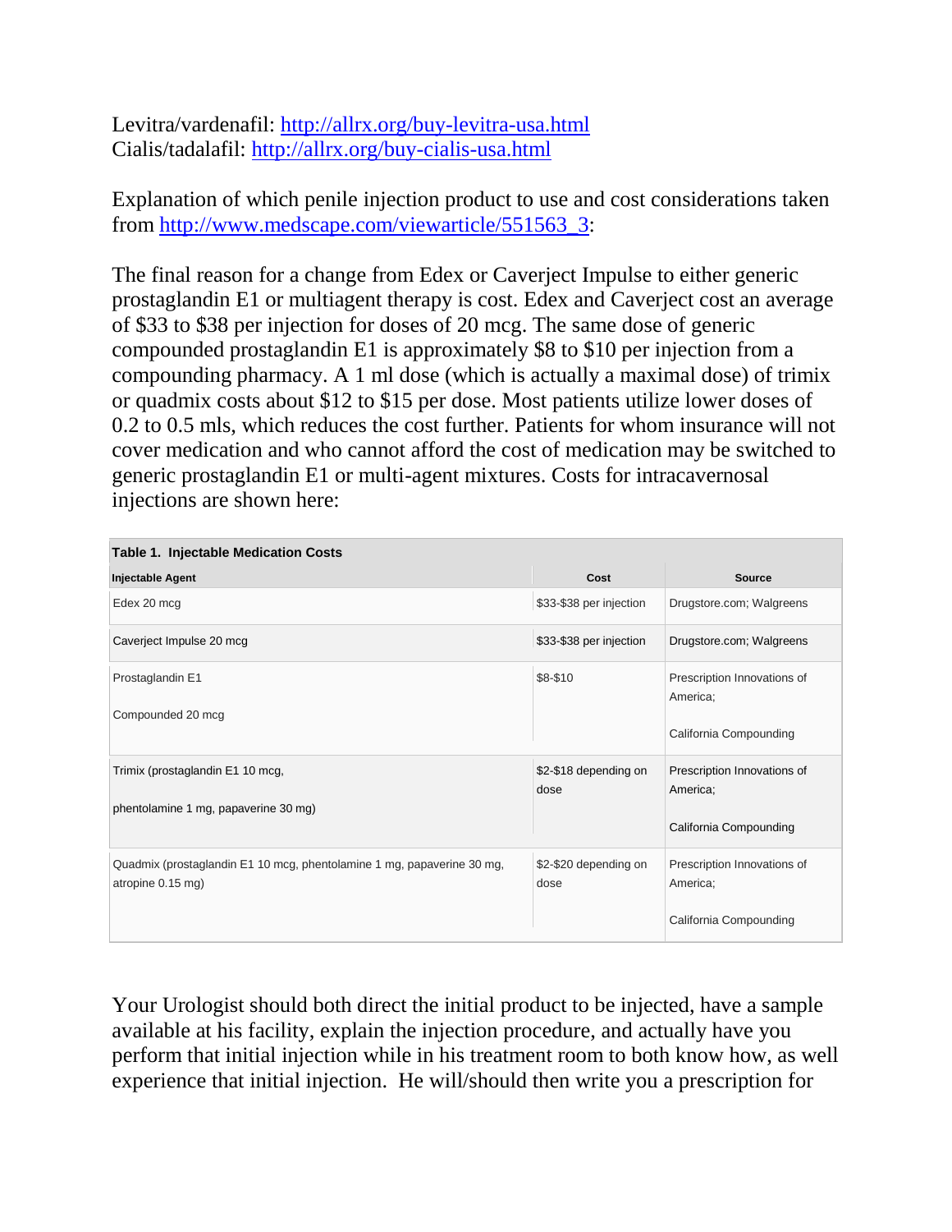Levitra/vardenafil: [http://allrx.org/buy-levitra-usa.html](http://allrx.org/buy-levitra-usa.html)
Cialis/tadalafil: [http://allrx.org/buy-cialis-usa.html](http://allrx.org/buy-cialis-usa.html)

Explanation of which penile injection product to use and cost considerations taken from [http://www.medscape.com/viewarticle/551563_3](http://www.medscape.com/viewarticle/551563_3):

The final reason for a change from Edex or Caverject Impulse to either generic prostaglandin E1 or multiagent therapy is cost. Edex and Caverject cost an average of $33 to $38 per injection for doses of 20 mcg. The same dose of generic compounded prostaglandin E1 is approximately $8 to $10 per injection from a compounding pharmacy. A 1 ml dose (which is actually a maximal dose) of trimix or quadmix costs about $12 to $15 per dose. Most patients utilize lower doses of 0.2 to 0.5 mls, which reduces the cost further. Patients for whom insurance will not cover medication and who cannot afford the cost of medication may be switched to generic prostaglandin E1 or multi-agent mixtures. Costs for intracavernosal injections are shown here:

**Table 1. Injectable Medication Costs**

| Injectable Agent | Cost | Source |
|---|---|---|
| Edex 20 mcg | $33-$38 per injection | Drugstore.com; Walgreens |
| Caverject Impulse 20 mcg | $33-$38 per injection | Drugstore.com; Walgreens |
| Prostaglandin E1 Compounded 20 mcg | $8-$10 | Prescription Innovations of America; California Compounding |
| Trimix (prostaglandin E1 10 mcg, phentolamine 1 mg, papaverine 30 mg) | $2-$18 depending on dose | Prescription Innovations of America; California Compounding |
| Quadmix (prostaglandin E1 10 mcg, phentolamine 1 mg, papaverine 30 mg, atropine 0.15 mg) | $2-$20 depending on dose | Prescription Innovations of America; California Compounding |

Your Urologist should both direct the initial product to be injected, have a sample available at his facility, explain the injection procedure, and actually have you perform that initial injection while in his treatment room to both know how, as well experience that initial injection. He will/should then write you a prescription for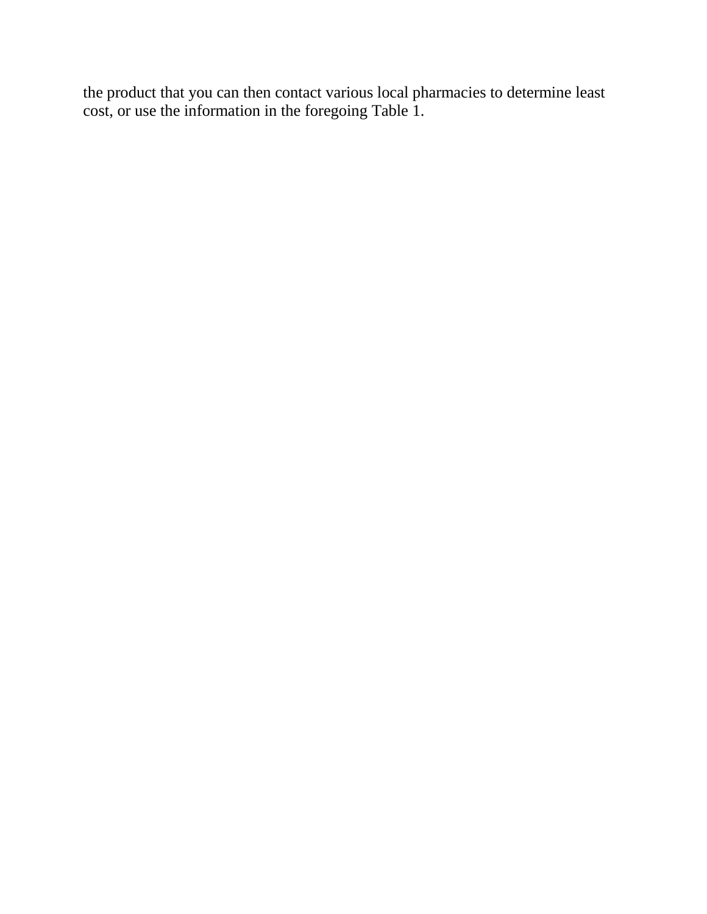the product that you can then contact various local pharmacies to determine least cost, or use the information in the foregoing Table 1.